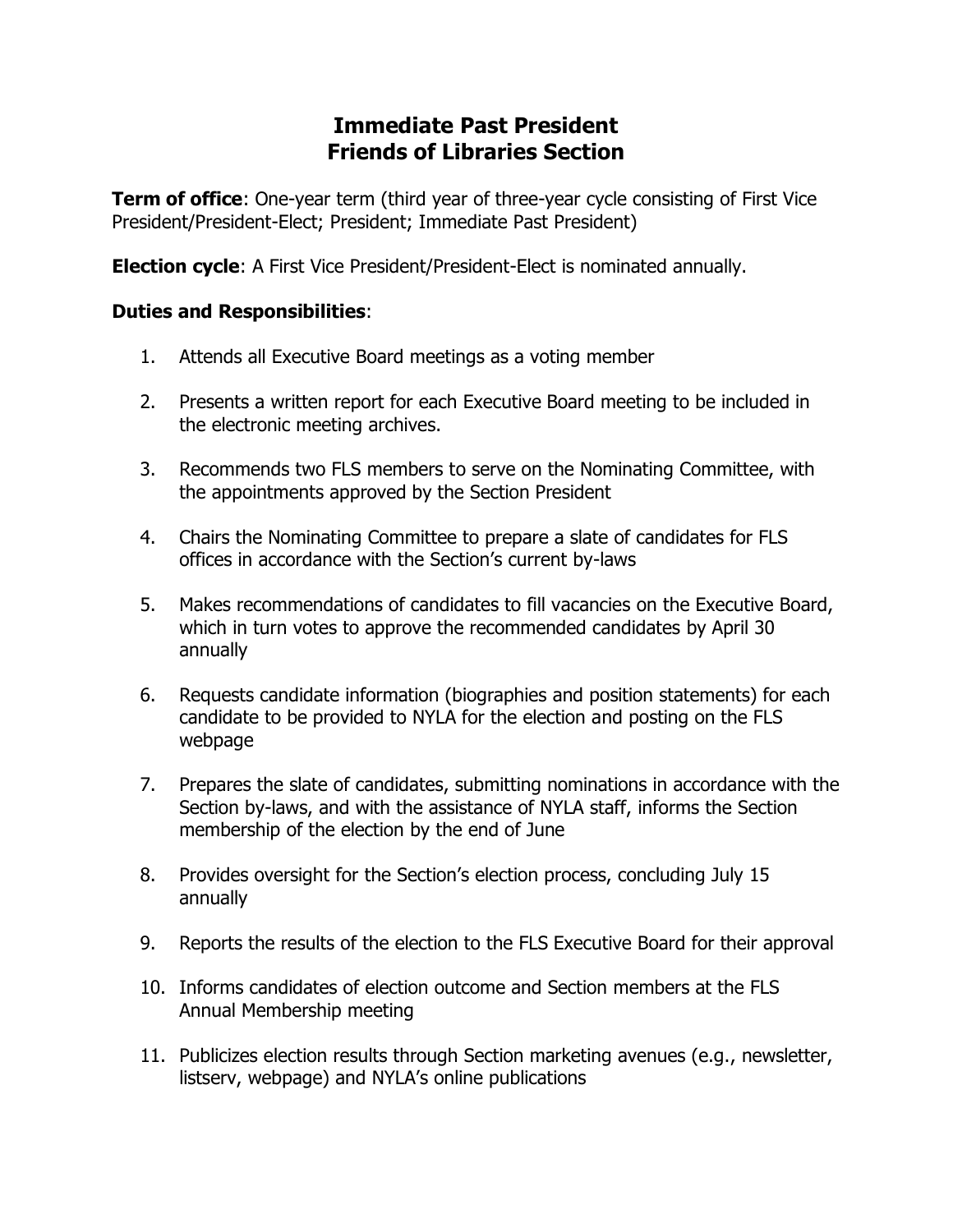# Immediate Past President
# Friends of Libraries Section

**Term of office**: One-year term (third year of three-year cycle consisting of First Vice President/President-Elect; President; Immediate Past President)

**Election cycle**: A First Vice President/President-Elect is nominated annually.

**Duties and Responsibilities**:

1. Attends all Executive Board meetings as a voting member
2. Presents a written report for each Executive Board meeting to be included in the electronic meeting archives.
3. Recommends two FLS members to serve on the Nominating Committee, with the appointments approved by the Section President
4. Chairs the Nominating Committee to prepare a slate of candidates for FLS offices in accordance with the Section's current by-laws
5. Makes recommendations of candidates to fill vacancies on the Executive Board, which in turn votes to approve the recommended candidates by April 30 annually
6. Requests candidate information (biographies and position statements) for each candidate to be provided to NYLA for the election and posting on the FLS webpage
7. Prepares the slate of candidates, submitting nominations in accordance with the Section by-laws, and with the assistance of NYLA staff, informs the Section membership of the election by the end of June
8. Provides oversight for the Section's election process, concluding July 15 annually
9. Reports the results of the election to the FLS Executive Board for their approval
10. Informs candidates of election outcome and Section members at the FLS Annual Membership meeting
11. Publicizes election results through Section marketing avenues (e.g., newsletter, listserv, webpage) and NYLA's online publications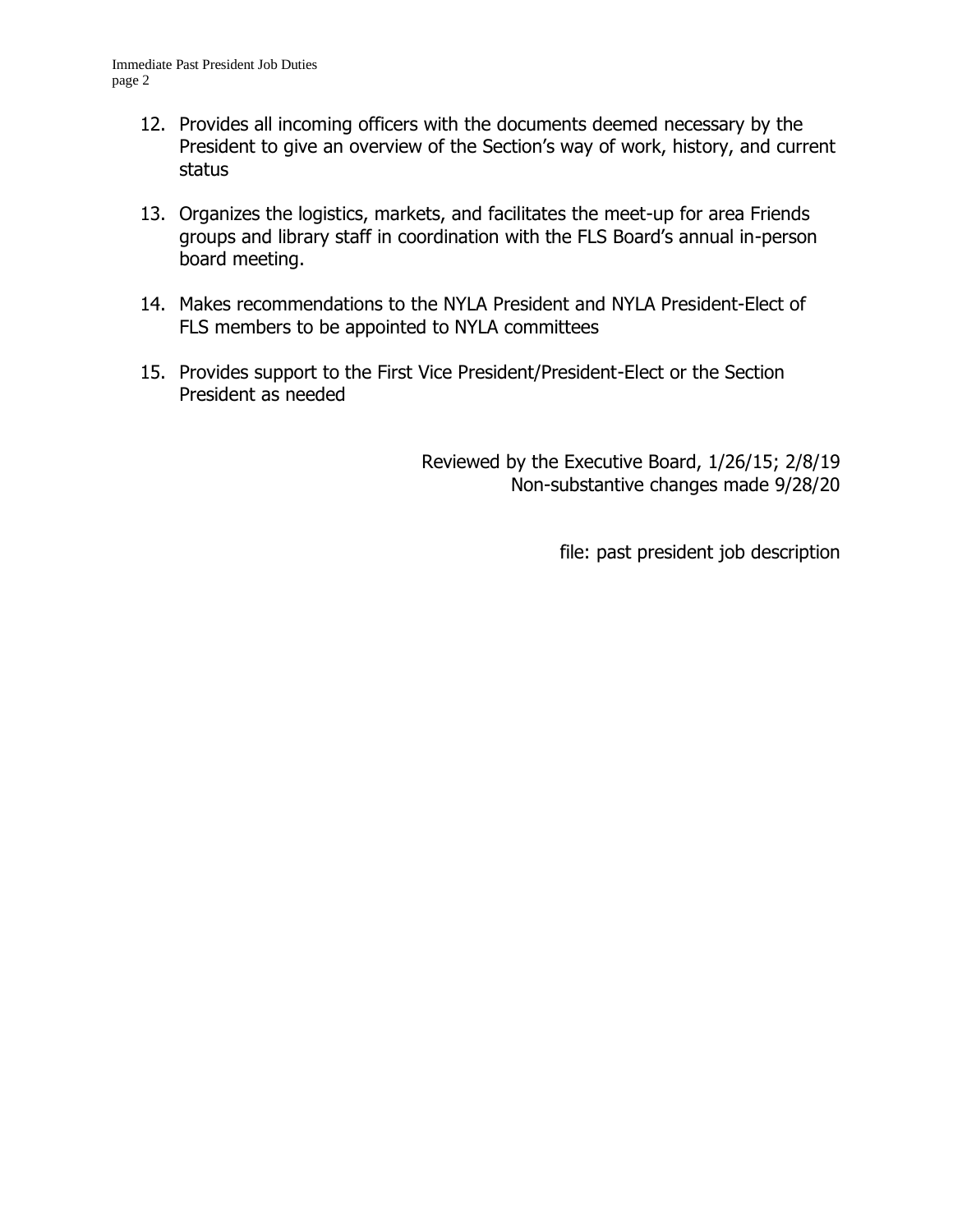12. Provides all incoming officers with the documents deemed necessary by the President to give an overview of the Section's way of work, history, and current status

13. Organizes the logistics, markets, and facilitates the meet-up for area Friends groups and library staff in coordination with the FLS Board's annual in-person board meeting.

14. Makes recommendations to the NYLA President and NYLA President-Elect of FLS members to be appointed to NYLA committees

15. Provides support to the First Vice President/President-Elect or the Section President as needed

Reviewed by the Executive Board, 1/26/15; 2/8/19
Non-substantive changes made 9/28/20

file: past president job description